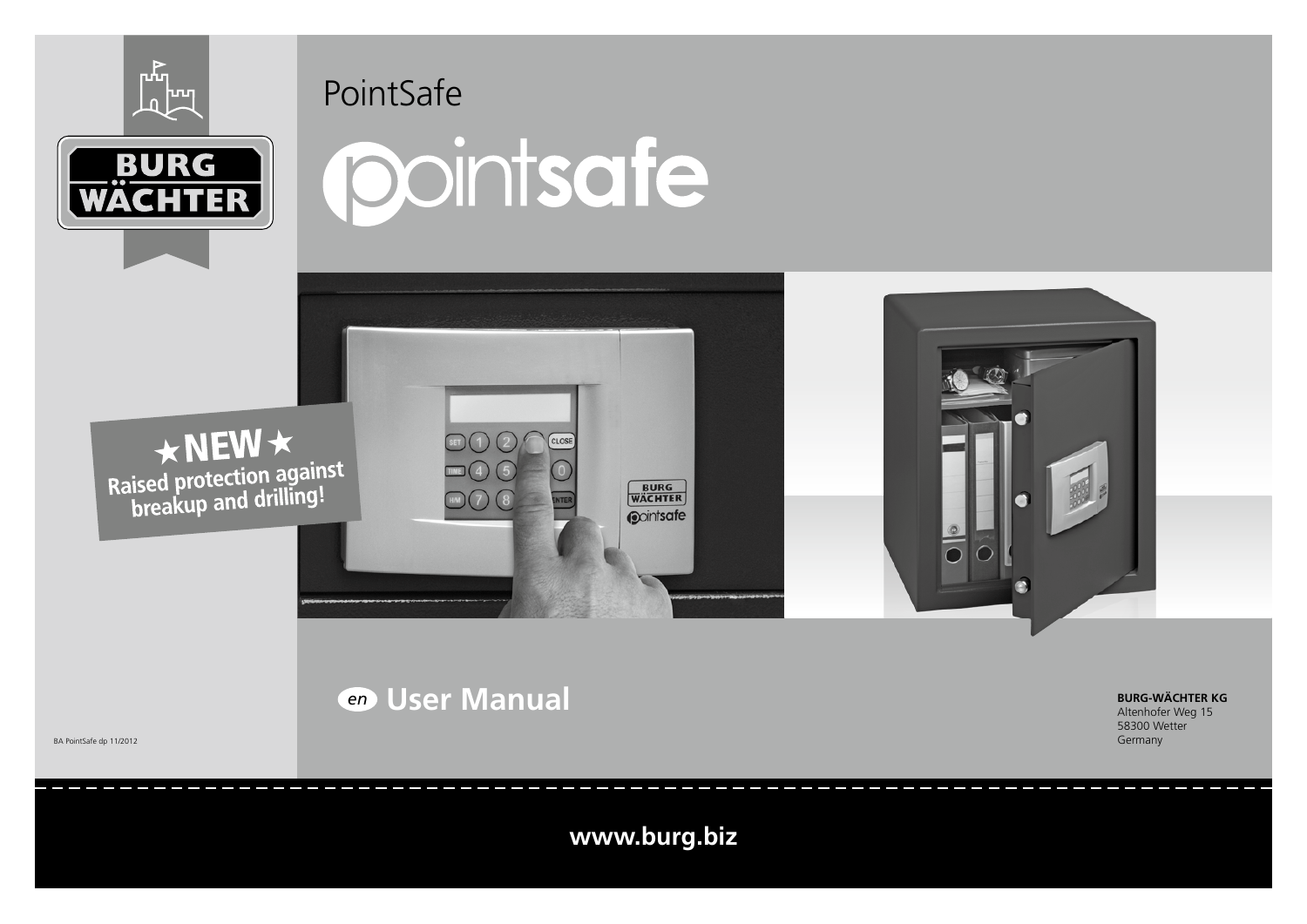# PointSafe

BURG WÄCHTER

pointsafe

★NEW★
**Raised protection against breakup and drilling!**

## en User Manual

BA PointSafe dp 11/2012

**BURG-WÄCHTER KG**
Altenhofer Weg 15
58300 Wetter
Germany

**www.burg.biz**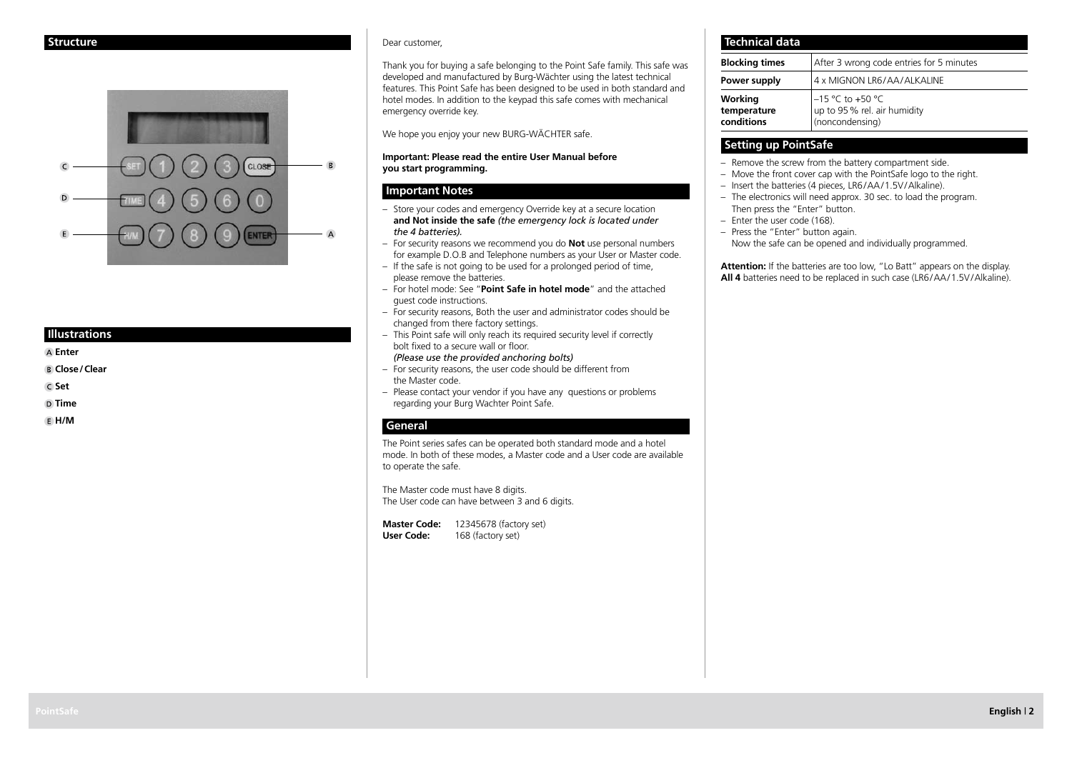## Structure

## Illustrations

A **Enter**

B **Close / Clear**

C **Set**

D **Time**

E **H/M**

Dear customer,

Thank you for buying a safe belonging to the Point Safe family. This safe was developed and manufactured by Burg-Wächter using the latest technical features. This Point Safe has been designed to be used in both standard and hotel modes. In addition to the keypad this safe comes with mechanical emergency override key.

We hope you enjoy your new BURG-WÄCHTER safe.

**Important: Please read the entire User Manual before you start programming.**

## Important Notes

- Store your codes and emergency Override key at a secure location **and Not inside the safe** *(the emergency lock is located under the 4 batteries).*
- For security reasons we recommend you do **Not** use personal numbers for example D.O.B and Telephone numbers as your User or Master code.
- If the safe is not going to be used for a prolonged period of time, please remove the batteries.
- For hotel mode: See "**Point Safe in hotel mode**" and the attached guest code instructions.
- For security reasons, Both the user and administrator codes should be changed from there factory settings.
- This Point safe will only reach its required security level if correctly bolt fixed to a secure wall or floor. *(Please use the provided anchoring bolts)*
- For security reasons, the user code should be different from the Master code.
- Please contact your vendor if you have any questions or problems regarding your Burg Wachter Point Safe.

## General

The Point series safes can be operated both standard mode and a hotel mode. In both of these modes, a Master code and a User code are available to operate the safe.

The Master code must have 8 digits.
The User code can have between 3 and 6 digits.

**Master Code:** 12345678 (factory set)
**User Code:** 168 (factory set)

## Technical data

| | |
|---|---|
| **Blocking times** | After 3 wrong code entries for 5 minutes |
| **Power supply** | 4 x MIGNON LR6/AA/ALKALINE |
| **Working temperature conditions** | –15 °C to +50 °C up to 95 % rel. air humidity (noncondensing) |

## Setting up PointSafe

- Remove the screw from the battery compartment side.
- Move the front cover cap with the PointSafe logo to the right.
- Insert the batteries (4 pieces, LR6/AA/1.5V/Alkaline).
- The electronics will need approx. 30 sec. to load the program. Then press the "Enter" button.
- Enter the user code (168).
- Press the "Enter" button again. Now the safe can be opened and individually programmed.

**Attention:** If the batteries are too low, "Lo Batt" appears on the display. **All 4** batteries need to be replaced in such case (LR6/AA/1.5V/Alkaline).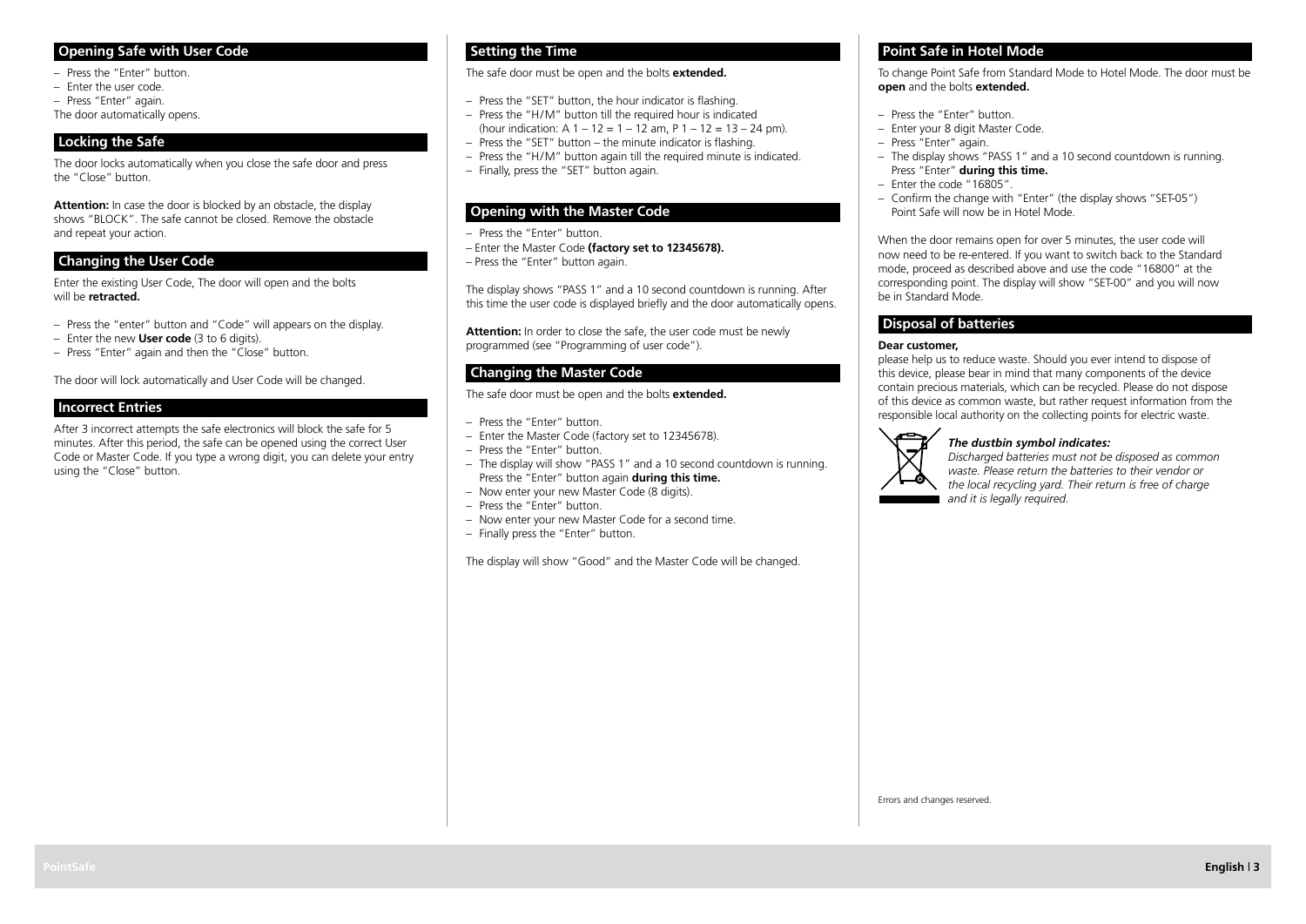## Opening Safe with User Code

- Press the "Enter" button.
- Enter the user code.
- Press "Enter" again.

The door automatically opens.

## Locking the Safe

The door locks automatically when you close the safe door and press the "Close" button.

**Attention:** In case the door is blocked by an obstacle, the display shows "BLOCK". The safe cannot be closed. Remove the obstacle and repeat your action.

## Changing the User Code

Enter the existing User Code, The door will open and the bolts will be **retracted.**

- Press the "enter" button and "Code" will appears on the display.
- Enter the new **User code** (3 to 6 digits).
- Press "Enter" again and then the "Close" button.

The door will lock automatically and User Code will be changed.

## Incorrect Entries

After 3 incorrect attempts the safe electronics will block the safe for 5 minutes. After this period, the safe can be opened using the correct User Code or Master Code. If you type a wrong digit, you can delete your entry using the "Close" button.

## Setting the Time

The safe door must be open and the bolts **extended.**

- Press the "SET" button, the hour indicator is flashing.
- Press the "H/M" button till the required hour is indicated (hour indication: A 1 – 12 = 1 – 12 am, P 1 – 12 = 13 – 24 pm).
- Press the "SET" button – the minute indicator is flashing.
- Press the "H/M" button again till the required minute is indicated.
- Finally, press the "SET" button again.

## Opening with the Master Code

- Press the "Enter" button.
- Enter the Master Code **(factory set to 12345678).**
- Press the "Enter" button again.

The display shows "PASS 1" and a 10 second countdown is running. After this time the user code is displayed briefly and the door automatically opens.

**Attention:** In order to close the safe, the user code must be newly programmed (see "Programming of user code").

## Changing the Master Code

The safe door must be open and the bolts **extended.**

- Press the "Enter" button.
- Enter the Master Code (factory set to 12345678).
- Press the "Enter" button.
- The display will show "PASS 1" and a 10 second countdown is running. Press the "Enter" button again **during this time.**
- Now enter your new Master Code (8 digits).
- Press the "Enter" button.
- Now enter your new Master Code for a second time.
- Finally press the "Enter" button.

The display will show "Good" and the Master Code will be changed.

## Point Safe in Hotel Mode

To change Point Safe from Standard Mode to Hotel Mode. The door must be **open** and the bolts **extended.**

- Press the "Enter" button.
- Enter your 8 digit Master Code.
- Press "Enter" again.
- The display shows "PASS 1" and a 10 second countdown is running. Press "Enter" **during this time.**
- Enter the code "16805".
- Confirm the change with "Enter" (the display shows "SET-05") Point Safe will now be in Hotel Mode.

When the door remains open for over 5 minutes, the user code will now need to be re-entered. If you want to switch back to the Standard mode, proceed as described above and use the code "16800" at the corresponding point. The display will show "SET-00" and you will now be in Standard Mode.

## Disposal of batteries

**Dear customer,**

please help us to reduce waste. Should you ever intend to dispose of this device, please bear in mind that many components of the device contain precious materials, which can be recycled. Please do not dispose of this device as common waste, but rather request information from the responsible local authority on the collecting points for electric waste.

***The dustbin symbol indicates:***

*Discharged batteries must not be disposed as common waste. Please return the batteries to their vendor or the local recycling yard. Their return is free of charge and it is legally required.*

Errors and changes reserved.